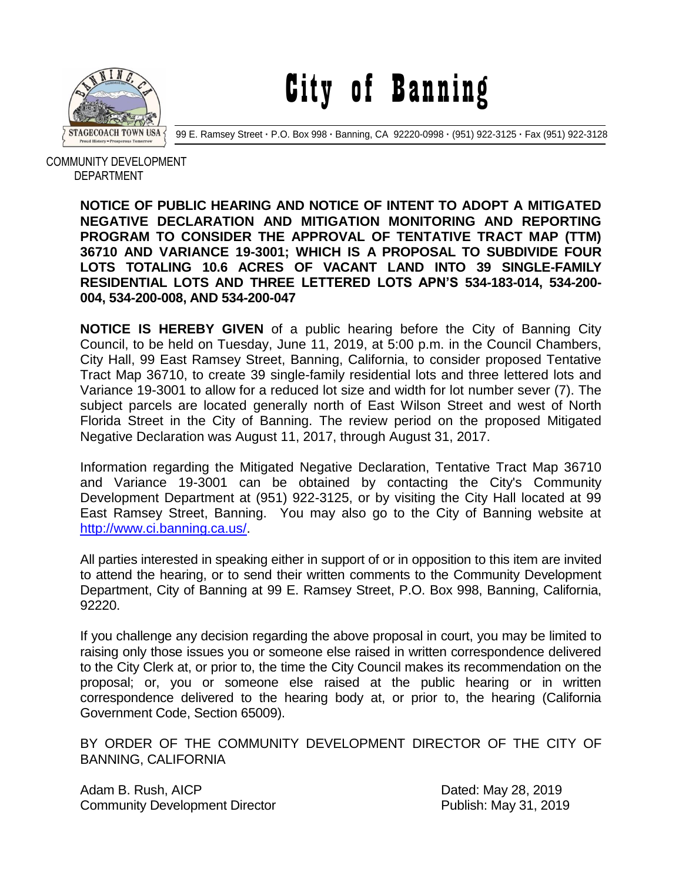# City of Banning

99 E. Ramsey Street · P.O. Box 998 · Banning, CA 92220-0998 · (951) 922-3125 · Fax (951) 922-3128

COMMUNITY DEVELOPMENT DEPARTMENT

**NOTICE OF PUBLIC HEARING AND NOTICE OF INTENT TO ADOPT A MITIGATED NEGATIVE DECLARATION AND MITIGATION MONITORING AND REPORTING PROGRAM TO CONSIDER THE APPROVAL OF TENTATIVE TRACT MAP (TTM) 36710 AND VARIANCE 19-3001; WHICH IS A PROPOSAL TO SUBDIVIDE FOUR LOTS TOTALING 10.6 ACRES OF VACANT LAND INTO 39 SINGLE-FAMILY RESIDENTIAL LOTS AND THREE LETTERED LOTS APN'S 534-183-014, 534-200-004, 534-200-008, AND 534-200-047**

**NOTICE IS HEREBY GIVEN** of a public hearing before the City of Banning City Council, to be held on Tuesday, June 11, 2019, at 5:00 p.m. in the Council Chambers, City Hall, 99 East Ramsey Street, Banning, California, to consider proposed Tentative Tract Map 36710, to create 39 single-family residential lots and three lettered lots and Variance 19-3001 to allow for a reduced lot size and width for lot number sever (7). The subject parcels are located generally north of East Wilson Street and west of North Florida Street in the City of Banning. The review period on the proposed Mitigated Negative Declaration was August 11, 2017, through August 31, 2017.

Information regarding the Mitigated Negative Declaration, Tentative Tract Map 36710 and Variance 19-3001 can be obtained by contacting the City's Community Development Department at (951) 922-3125, or by visiting the City Hall located at 99 East Ramsey Street, Banning. You may also go to the City of Banning website at http://www.ci.banning.ca.us/.

All parties interested in speaking either in support of or in opposition to this item are invited to attend the hearing, or to send their written comments to the Community Development Department, City of Banning at 99 E. Ramsey Street, P.O. Box 998, Banning, California, 92220.

If you challenge any decision regarding the above proposal in court, you may be limited to raising only those issues you or someone else raised in written correspondence delivered to the City Clerk at, or prior to, the time the City Council makes its recommendation on the proposal; or, you or someone else raised at the public hearing or in written correspondence delivered to the hearing body at, or prior to, the hearing (California Government Code, Section 65009).

BY ORDER OF THE COMMUNITY DEVELOPMENT DIRECTOR OF THE CITY OF BANNING, CALIFORNIA

Adam B. Rush, AICP
Community Development Director

Dated: May 28, 2019
Publish: May 31, 2019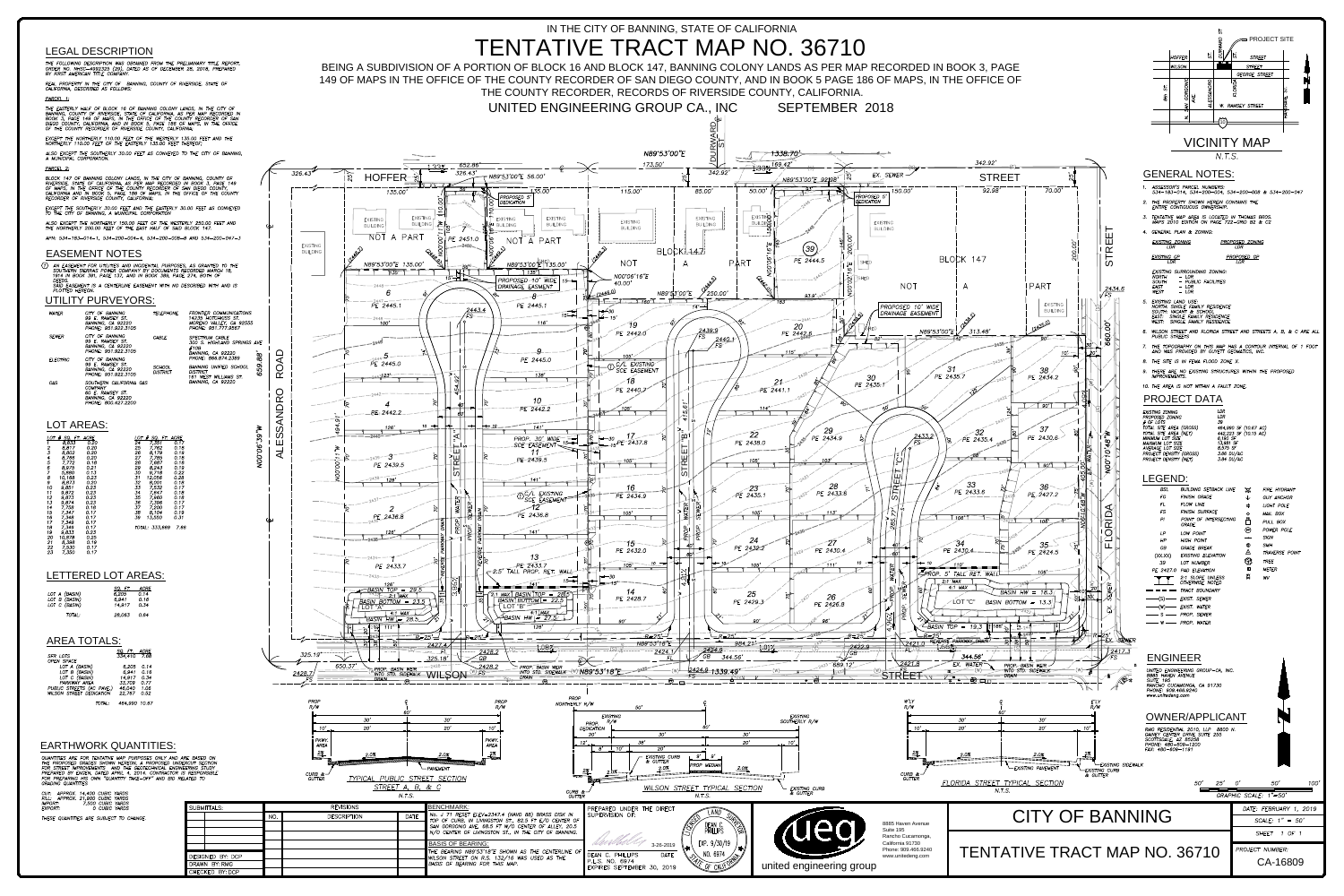IN THE CITY OF BANNING, STATE OF CALIFORNIA

# TENTATIVE TRACT MAP NO. 36710

BEING A SUBDIVISION OF A PORTION OF BLOCK 16 AND BLOCK 147, BANNING COLONY LANDS AS PER MAP RECORDED IN BOOK 3, PAGE 149 OF MAPS IN THE OFFICE OF THE COUNTY RECORDER OF SAN DIEGO COUNTY, AND IN BOOK 5 PAGE 186 OF MAPS, IN THE OFFICE OF THE COUNTY RECORDER, RECORDS OF RIVERSIDE COUNTY, CALIFORNIA.

UNITED ENGINEERING GROUP CA., INC SEPTEMBER 2018

## LEGAL DESCRIPTION

THE FOLLOWING DESCRIPTION WAS OBTAINED FROM THE PRELIMINARY TITLE REPORT, ORDER NO. NHSC-4892335 (29), DATED AS OF DECEMBER 26, 2018, PREPARED BY FIRST AMERICAN TITLE COMPANY.

REAL PROPERTY IN THE CITY OF BANNING, COUNTY OF RIVERSIDE, STATE OF CALIFORNIA, DESCRIBED AS FOLLOWS:

PARCEL 1:

THE EASTERLY HALF OF BLOCK 16 OF BANNING COLONY LANDS, IN THE CITY OF BANNING, COUNTY OF RIVERSIDE, STATE OF CALIFORNIA, AS PER MAP RECORDED IN BOOK 3, PAGE 149 OF MAPS, IN THE OFFICE OF THE COUNTY RECORDER OF SAN DIEGO COUNTY, CALIFORNIA, AND IN BOOK 5, PAGE 186 OF MAPS, IN THE OFFICE OF THE COUNTY RECORDER OF RIVERSIDE COUNTY, CALIFORNIA.

EXCEPT THE NORTHERLY 110.00 FEET OF THE WESTERLY 135.00 FEET AND THE NORTHERLY 110.00 FEET OF THE EASTERLY 135.00 FEET THEREOF.

ALSO EXCEPT THE SOUTHERLY 30.00 FEET AS CONVEYED TO THE CITY OF BANNING, A MUNICIPAL CORPORATION.

PARCEL 2:

BLOCK 147 OF BANNING COLONY LANDS, IN THE CITY OF BANNING, COUNTY OF RIVERSIDE, STATE OF CALIFORNIA, AS PER MAP RECORDED IN BOOK 3, PAGE 149 OF MAPS, IN THE OFFICE OF THE COUNTY RECORDER OF SAN DIEGO COUNTY, CALIFORNIA AND IN BOOK 5, PAGE 186 OF MAPS, IN THE OFFICE OF THE COUNTY RECORDER OF RIVERSIDE COUNTY, CALIFORNIA.

EXCEPT THE SOUTHERLY 30.00 FEET AND THE EASTERLY 30.00 FEET AS CONVEYED TO THE CITY OF BANNING, A MUNICIPAL CORPORATION.

ALSO EXCEPT THE NORTHERLY 150.00 FEET OF THE WESTERLY 250.00 FEET AND THE NORTHERLY 200.00 FEET OF THE EAST HALF OF SAID BLOCK 147.

APN: 534-183-014-1, 534-200-004-6, 534-200-008-8 AND 534-200-047-3

## EASEMENT NOTES

1. AN EASEMENT FOR UTILITIES AND INCIDENTAL PURPOSES, AS GRANTED TO THE SOUTHERN SIERRAS POWER COMPANY BY DOCUMENTS RECORDED MARCH 18, 1914 IN BOOK 391, PAGE 137, AND IN BOOK 389, PAGE 274, BOTH OF DEEDS. SAID EASEMENT IS A CENTERLINE EASEMENT WITH NO DESCRIBED WITH AND IS PLOTTED HEREON.

## UTILITY PURVEYORS:

| | | | |
|---|---|---|---|
| WATER | CITY OF BANNING<br>99 E. RAMSEY ST.<br>BANNING, CA 92220<br>PHONE: 951.922.3105 | TELEPHONE | FRONTIER COMMUNICATIONS<br>14235 HOTCHKISS ST.<br>MORENO VALLEY, CA 92555<br>PHONE: 951.777.9567 |
| SEWER | CITY OF BANNING<br>99 E. RAMSEY ST.<br>BANNING, CA 92220<br>PHONE: 951.922.3105 | CABLE | SPECTRUM CABLE<br>300 S. HIGHLAND SPRINGS AVE #10A<br>BANNING, CA 92220<br>PHONE: 866.874.2389 |
| ELECTRIC | CITY OF BANNING<br>99 E. RAMSEY ST.<br>BANNING, CA 92220<br>PHONE: 951.922.3105 | SCHOOL DISTRICT | BANNING UNIFIED SCHOOL DISTRICT<br>161 WEST WILLIAMS ST.<br>BANNING, CA 92220 |
| GAS | SOUTHERN CALIFORNIA GAS COMPANY<br>60 E. RAMSEY ST.<br>BANNING, CA 92220<br>PHONE: 800.427.2200 | | |

## LOT AREAS:

| LOT # | SQ. FT. | ACRE | LOT # | SQ. FT. | ACRE |
|---|---|---|---|---|---|
| 1 | 8,833 | 0.20 | 24 | 7,361 | 0.17 |
| 2 | 8,817 | 0.20 | 25 | 7,762 | 0.18 |
| 3 | 8,802 | 0.20 | 26 | 8,179 | 0.19 |
| 4 | 8,788 | 0.20 | 27 | 7,789 | 0.18 |
| 5 | 7,772 | 0.18 | 28 | 7,687 | 0.18 |
| 6 | 8,970 | 0.21 | 29 | 8,243 | 0.19 |
| 7 | 5,860 | 0.13 | 30 | 8,718 | 0.20 |
| 8 | 10,168 | 0.23 | 31 | 12,056 | 0.28 |
| 9 | 9,813 | 0.23 | 32 | 8,001 | 0.18 |
| 10 | 9,831 | 0.23 | 33 | 7,532 | 0.17 |
| 11 | 9,872 | 0.23 | 34 | 7,647 | 0.18 |
| 12 | 9,873 | 0.23 | 35 | 7,969 | 0.18 |
| 13 | 9,874 | 0.23 | 36 | 7,398 | 0.17 |
| 14 | 7,708 | 0.18 | 37 | 7,290 | 0.17 |
| 15 | 7,347 | 0.17 | 38 | 8,104 | 0.19 |
| 16 | 7,348 | 0.17 | 39 | 13,550 | 0.31 |
| 17 | 7,349 | 0.17 | | | |
| 18 | 7,349 | 0.17 | | TOTAL: 333,669 | 7.66 |
| 19 | 8,833 | 0.20 | | | |
| 20 | 10,878 | 0.25 | | | |
| 21 | 8,348 | 0.19 | | | |
| 22 | 7,530 | 0.17 | | | |
| 23 | 7,350 | 0.17 | | | |

## LETTERED LOT AREAS:

| | SQ. FT. | ACRE |
|---|---|---|
| LOT A (BASIN) | 6,205 | 0.14 |
| LOT B (BASIN) | 6,941 | 0.16 |
| LOT C (BASIN) | 14,917 | 0.34 |
| TOTAL: | 28,063 | 0.64 |

## AREA TOTALS:

| | SQ. FT. | ACRE |
|---|---|---|
| SFR LOTS | 334,410 | 7.68 |
| OPEN SPACE | | |
| LOT A (BASIN) | 6,205 | 0.14 |
| LOT B (BASIN) | 6,941 | 0.16 |
| LOT C (BASIN) | 14,917 | 0.34 |
| PARKWAY AREA | 33,709 | 0.77 |
| PUBLIC STREETS (AC PAVE.) | 46,040 | 1.06 |
| WILSON STREET DEDICATION | 22,767 | 0.52 |
| TOTAL: | 464,990 | 10.67 |

## EARTHWORK QUANTITIES:

QUANTITIES ARE FOR TENTATIVE MAP PURPOSES ONLY AND ARE BASED ON THE PROPOSED GRADES SHOWN HEREIN, A PROPOSED UNDERCUT SECTION FOR STREET IMPROVEMENTS AND THE GEOTECHNICAL ENGINEERING STUDY PREPARED BY EARTH, DATED APRIL 4, 2014. CONTRACTOR IS RESPONSIBLE FOR PREPARING HIS OWN "QUANTITY TAKE-OFF" AND BID RELATED TO GRADING QUANTITIES.

CUT: APPROX. 14,400 CUBIC YARDS
FILL: APPROX. 21,900 CUBIC YARDS
IMPORT: 7,500 CUBIC YARDS
EXPORT: 0 CUBIC YARDS

THESE QUANTITIES ARE SUBJECT TO CHANGE

## VICINITY MAP

N.T.S.

PROJECT SITE — HOFFER, WILSON, FLORIDA, STREET, GEORGE STREET, W. RAMSEY STREET, ALESSANDRO, DURWARD ST, SAN GORGONIO AVE, 8TH ST

## GENERAL NOTES:

1. ASSESSOR'S PARCEL NUMBERS: 534-183-014, 534-200-004, 534-200-008 & 534-200-047
2. THE PROPERTY SHOWN HEREIN CONTAINS THE ENTIRE CONTIGUOUS OWNERSHIP.
3. TENTATIVE MAP AREA IS LOCATED IN THOMAS BROS. MAPS 2010 EDITION ON PAGE 722-GRID B2 & C2
4. GENERAL PLAN & ZONING:

   | EXISTING ZONING | PROPOSED ZONING |
   |---|---|
   | LDR | LDR |
   | EXISTING GP | PROPOSED GP |
   | LDR | LDR |

   EXISTING SURROUNDING ZONING:
   NORTH - LDR
   SOUTH - PUBLIC FACILITIES
   EAST - LDR
   WEST - LDR
5. EXISTING LAND USE:
   NORTH: SINGLE FAMILY RESIDENCE
   SOUTH: VACANT & SCHOOL
   EAST: SINGLE FAMILY RESIDENCE
   WEST: SINGLE FAMILY RESIDENCE
6. WILSON STREET AND FLORIDA STREET AND STREETS A, B, & C ARE ALL PUBLIC STREETS.
7. THE TOPOGRAPHY ON THIS MAP HAS A CONTOUR INTERVAL OF 1 FOOT AND WAS PROVIDED BY GUYETT GEOMATICS, INC.
8. THE SITE IS IN FEMA FLOOD ZONE X.
9. THERE ARE NO EXISTING STRUCTURES WITHIN THE PROPOSED IMPROVEMENTS.
10. THE AREA IS NOT WITHIN A FAULT ZONE.

## PROJECT DATA

| | |
|---|---|
| EXISTING ZONING | LDR |
| PROPOSED ZONING | LDR |
| # OF LOTS | 39 |
| TOTAL SITE AREA (GROSS) | 464,990 SF (10.67 AC) |
| TOTAL SITE AREA (NET) | 442,223 SF (10.15 AC) |
| MINIMUM LOT SIZE | 6,180 SF |
| MAXIMUM LOT SIZE | 13,881 SF |
| AVERAGE LOT SIZE | 8,570 SF |
| PROJECT DENSITY (GROSS) | 3.66 DU/AC |
| PROJECT DENSITY (NET) | 3.84 DU/AC |

## LEGEND:

| | | | |
|---|---|---|---|
| BSL | BUILDING SETBACK LINE | | FIRE HYDRANT |
| FG | FINISH GRADE | | GUY ANCHOR |
| FL | FLOW LINE | | LIGHT POLE |
| FS | FINISH SURFACE | | MAIL BOX |
| PI | POINT OF INTERSECTING GRADE | | PULL BOX |
| LP | LOW POINT | | POWER POLE |
| HP | HIGH POINT | | SIGN |
| GB | GRADE BREAK | | SMH |
| (00.XX) | EXISTING ELEVATION | | TRAVERSE POINT |
| 39 | LOT NUMBER | | TREE |
| PE 2427.0 | PAD ELEVATION | | METER |
| | 2:1 SLOPE UNLESS OTHERWISE NOTED | | WV |
| | TRACT BOUNDARY | | |
| | EXIST. SEWER | | |
| | EXIST. WATER | | |
| | PROP. SEWER | | |
| | PROP. WATER | | |

## ENGINEER

UNITED ENGINEERING GROUP CA., INC.
8885 HAVEN AVENUE
SUITE 195
RANCHO CUCAMONGA, CA 91730
PHONE: 909.466.9240
www.unitedeng.com

## OWNER/APPLICANT

RMG RESIDENTIAL 2010, LLP 8800 N. GAINEY CENTER DRIVE, SUITE 255
SCOTTSDALE, AZ 85258
PHONE: 480-609-1200
FAX: 480-609-1191

GRAPHIC SCALE: 1" = 50'

## TYPICAL PUBLIC STREET SECTION

STREET A, B, & C
N.T.S.

## WILSON STREET TYPICAL SECTION

N.T.S.

## FLORIDA STREET TYPICAL SECTION

N.T.S.

## BENCHMARK:

No. J 71 RESET ELEV=2347.4 (NAVD 88) BRASS DISK IN TOP OF CURB, IN LIVINGSTON ST., 82.5 FT E/O CENTER OF SAN GORGONIO AVE, 68.5 FT N/O CENTER OF ALLEY, 20.5 N/O CENTER OF LIVINGSTON ST., IN THE CITY OF BANNING.

## BASIS OF BEARING:

THE BEARING N89°53'18"E SHOWN AS THE CENTERLINE OF WILSON STREET ON P.M. 132/16 WAS USED AS THE BASIS OF BEARING FOR THIS MAP.

PREPARED UNDER THE DIRECT SUPERVISION OF:

DEAN C. PHILLIPS — DATE 3-26-2019
P.L.S. NO. 6974
EXPIRES SEPTEMBER 30, 2019

LICENSED LAND SURVEYOR — DEAN C. PHILLIPS — EXP. 9/30/19 — NO. 6974 — STATE OF CALIFORNIA

united engineering group
8885 Haven Avenue
Suite 195
Rancho Cucamonga, California 91730
Phone: 909.466.9240
www.unitedeng.com

| SUBMITTALS: | REVISIONS | | |
|---|---|---|---|
| | NO. | DESCRIPTION | DATE |
| DESIGNED BY: DCP | | | |
| DRAWN BY: RMG | | | |
| CHECKED BY: DCP | | | |

CITY OF BANNING

TENTATIVE TRACT MAP NO. 36710

DATE: FEBRUARY 1, 2019
SCALE: 1" = 50'
SHEET 1 OF 1
PROJECT NUMBER: CA-16809